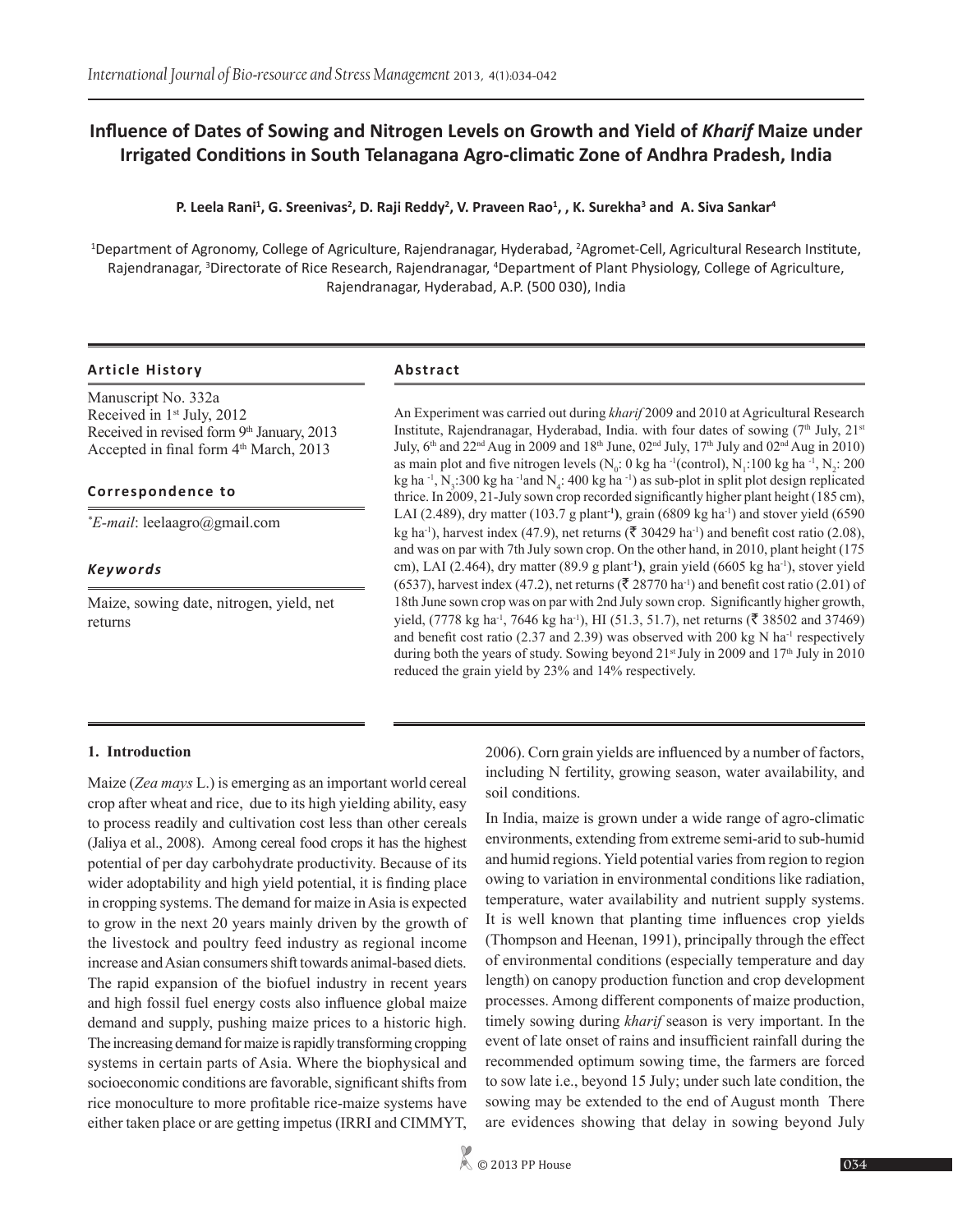# Influence of Dates of Sowing and Nitrogen Levels on Growth and Yield of *Kharif* Maize under Irrigated Conditions in South Telanagana Agro-climatic Zone of Andhra Pradesh, India

**P. Leela Rani[1], G. Sreenivas[2], D. Raji Reddy[2], V. Praveen Rao[1], , K. Surekha[3] and A. Siva Sankar[4]**

[1]Department of Agronomy, College of Agriculture, Rajendranagar, Hyderabad, [2]Agromet-Cell, Agricultural Research Institute, Rajendranagar, [3]Directorate of Rice Research, Rajendranagar, [4]Department of Plant Physiology, College of Agriculture, Rajendranagar, Hyderabad, A.P. (500 030), India

### Article History

Manuscript No. 332a
Received in 1st July, 2012
Received in revised form 9th January, 2013
Accepted in final form 4th March, 2013

### Correspondence to

*E-mail: leelaagro@gmail.com

### Keywords

Maize, sowing date, nitrogen, yield, net returns

### Abstract

An Experiment was carried out during *kharif* 2009 and 2010 at Agricultural Research Institute, Rajendranagar, Hyderabad, India. with four dates of sowing (7th July, 21st July, 6th and 22nd Aug in 2009 and 18th June, 02nd July, 17th July and 02nd Aug in 2010) as main plot and five nitrogen levels ($N_0$: 0 kg ha$^{-1}$(control), $N_1$:100 kg ha$^{-1}$, $N_2$: 200 kg ha$^{-1}$, $N_3$:300 kg ha$^{-1}$and $N_4$: 400 kg ha$^{-1}$) as sub-plot in split plot design replicated thrice. In 2009, 21-July sown crop recorded significantly higher plant height (185 cm), LAI (2.489), dry matter (103.7 g plant$^{-1}$), grain (6809 kg ha$^{-1}$) and stover yield (6590 kg ha$^{-1}$), harvest index (47.9), net returns (₹ 30429 ha$^{-1}$) and benefit cost ratio (2.08), and was on par with 7th July sown crop. On the other hand, in 2010, plant height (175 cm), LAI (2.464), dry matter (89.9 g plant$^{-1}$), grain yield (6605 kg ha$^{-1}$), stover yield (6537), harvest index (47.2), net returns (₹ 28770 ha$^{-1}$) and benefit cost ratio (2.01) of 18th June sown crop was on par with 2nd July sown crop. Significantly higher growth, yield, (7778 kg ha$^{-1}$, 7646 kg ha$^{-1}$), HI (51.3, 51.7), net returns (₹ 38502 and 37469) and benefit cost ratio (2.37 and 2.39) was observed with 200 kg N ha$^{-1}$ respectively during both the years of study. Sowing beyond 21st July in 2009 and 17th July in 2010 reduced the grain yield by 23% and 14% respectively.

## 1. Introduction

Maize (*Zea mays* L.) is emerging as an important world cereal crop after wheat and rice, due to its high yielding ability, easy to process readily and cultivation cost less than other cereals (Jaliya et al., 2008). Among cereal food crops it has the highest potential of per day carbohydrate productivity. Because of its wider adoptability and high yield potential, it is finding place in cropping systems. The demand for maize in Asia is expected to grow in the next 20 years mainly driven by the growth of the livestock and poultry feed industry as regional income increase and Asian consumers shift towards animal-based diets. The rapid expansion of the biofuel industry in recent years and high fossil fuel energy costs also influence global maize demand and supply, pushing maize prices to a historic high. The increasing demand for maize is rapidly transforming cropping systems in certain parts of Asia. Where the biophysical and socioeconomic conditions are favorable, significant shifts from rice monoculture to more profitable rice-maize systems have either taken place or are getting impetus (IRRI and CIMMYT, 2006). Corn grain yields are influenced by a number of factors, including N fertility, growing season, water availability, and soil conditions.

In India, maize is grown under a wide range of agro-climatic environments, extending from extreme semi-arid to sub-humid and humid regions. Yield potential varies from region to region owing to variation in environmental conditions like radiation, temperature, water availability and nutrient supply systems. It is well known that planting time influences crop yields (Thompson and Heenan, 1991), principally through the effect of environmental conditions (especially temperature and day length) on canopy production function and crop development processes. Among different components of maize production, timely sowing during *kharif* season is very important. In the event of late onset of rains and insufficient rainfall during the recommended optimum sowing time, the farmers are forced to sow late i.e., beyond 15 July; under such late condition, the sowing may be extended to the end of August month There are evidences showing that delay in sowing beyond July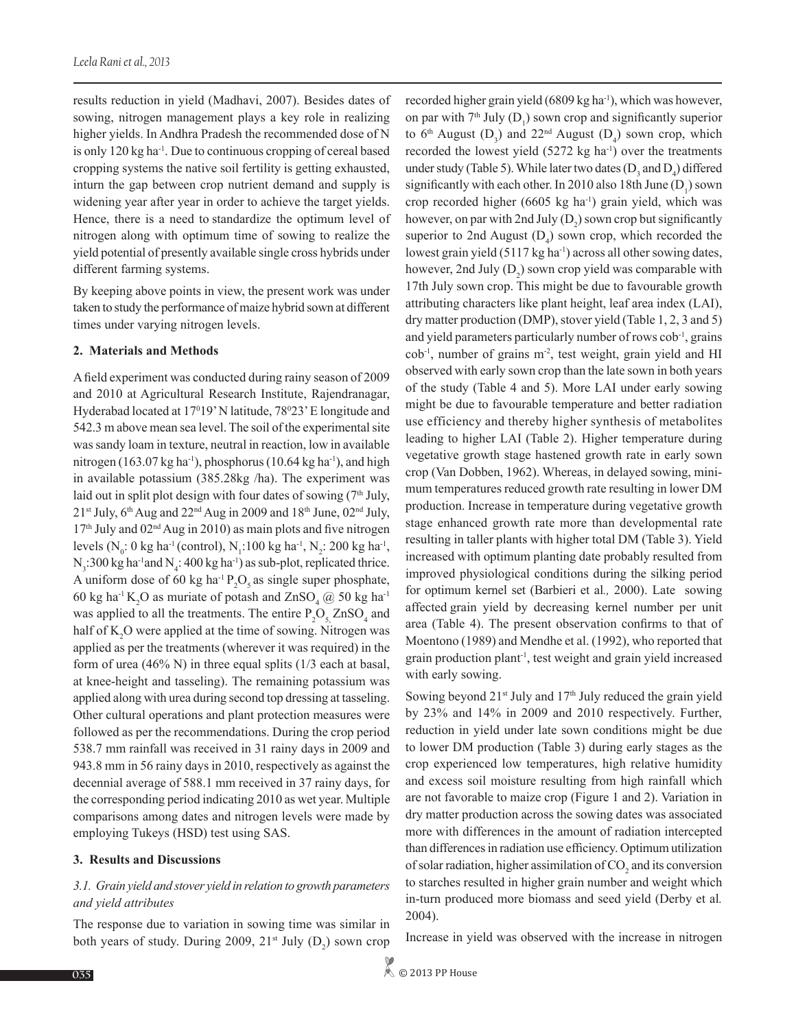results reduction in yield (Madhavi, 2007). Besides dates of sowing, nitrogen management plays a key role in realizing higher yields. In Andhra Pradesh the recommended dose of N is only 120 kg ha$^{-1}$. Due to continuous cropping of cereal based cropping systems the native soil fertility is getting exhausted, inturn the gap between crop nutrient demand and supply is widening year after year in order to achieve the target yields. Hence, there is a need to standardize the optimum level of nitrogen along with optimum time of sowing to realize the yield potential of presently available single cross hybrids under different farming systems.

By keeping above points in view, the present work was under taken to study the performance of maize hybrid sown at different times under varying nitrogen levels.

## 2. Materials and Methods

A field experiment was conducted during rainy season of 2009 and 2010 at Agricultural Research Institute, Rajendranagar, Hyderabad located at 17$^0$19' N latitude, 78$^0$23' E longitude and 542.3 m above mean sea level. The soil of the experimental site was sandy loam in texture, neutral in reaction, low in available nitrogen (163.07 kg ha$^{-1}$), phosphorus (10.64 kg ha$^{-1}$), and high in available potassium (385.28kg /ha). The experiment was laid out in split plot design with four dates of sowing (7$^{th}$ July, 21$^{st}$ July, 6$^{th}$ Aug and 22$^{nd}$ Aug in 2009 and 18$^{th}$ June, 02$^{nd}$ July, 17$^{th}$ July and 02$^{nd}$ Aug in 2010) as main plots and five nitrogen levels ($N_0$: 0 kg ha$^{-1}$ (control), $N_1$:100 kg ha$^{-1}$, $N_2$: 200 kg ha$^{-1}$, $N_3$:300 kg ha$^{-1}$and $N_4$: 400 kg ha$^{-1}$) as sub-plot, replicated thrice. A uniform dose of 60 kg ha$^{-1}$ $P_2O_5$ as single super phosphate, 60 kg ha$^{-1}$ $K_2O$ as muriate of potash and $ZnSO_4$ @ 50 kg ha$^{-1}$ was applied to all the treatments. The entire $P_2O_5$, $ZnSO_4$ and half of $K_2O$ were applied at the time of sowing. Nitrogen was applied as per the treatments (wherever it was required) in the form of urea (46% N) in three equal splits (1/3 each at basal, at knee-height and tasseling). The remaining potassium was applied along with urea during second top dressing at tasseling. Other cultural operations and plant protection measures were followed as per the recommendations. During the crop period 538.7 mm rainfall was received in 31 rainy days in 2009 and 943.8 mm in 56 rainy days in 2010, respectively as against the decennial average of 588.1 mm received in 37 rainy days, for the corresponding period indicating 2010 as wet year. Multiple comparisons among dates and nitrogen levels were made by employing Tukeys (HSD) test using SAS.

## 3. Results and Discussions

### *3.1. Grain yield and stover yield in relation to growth parameters and yield attributes*

The response due to variation in sowing time was similar in both years of study. During 2009, 21$^{st}$ July ($D_2$) sown crop recorded higher grain yield (6809 kg ha$^{-1}$), which was however, on par with 7$^{th}$ July ($D_1$) sown crop and significantly superior to 6$^{th}$ August ($D_3$) and 22$^{nd}$ August ($D_4$) sown crop, which recorded the lowest yield (5272 kg ha$^{-1}$) over the treatments under study (Table 5). While later two dates ($D_3$ and $D_4$) differed significantly with each other. In 2010 also 18th June ($D_1$) sown crop recorded higher (6605 kg ha$^{-1}$) grain yield, which was however, on par with 2nd July ($D_2$) sown crop but significantly superior to 2nd August ($D_4$) sown crop, which recorded the lowest grain yield (5117 kg ha$^{-1}$) across all other sowing dates, however, 2nd July ($D_2$) sown crop yield was comparable with 17th July sown crop. This might be due to favourable growth attributing characters like plant height, leaf area index (LAI), dry matter production (DMP), stover yield (Table 1, 2, 3 and 5) and yield parameters particularly number of rows cob$^{-1}$, grains cob$^{-1}$, number of grains m$^{-2}$, test weight, grain yield and HI observed with early sown crop than the late sown in both years of the study (Table 4 and 5). More LAI under early sowing might be due to favourable temperature and better radiation use efficiency and thereby higher synthesis of metabolites leading to higher LAI (Table 2). Higher temperature during vegetative growth stage hastened growth rate in early sown crop (Van Dobben, 1962). Whereas, in delayed sowing, minimum temperatures reduced growth rate resulting in lower DM production. Increase in temperature during vegetative growth stage enhanced growth rate more than developmental rate resulting in taller plants with higher total DM (Table 3). Yield increased with optimum planting date probably resulted from improved physiological conditions during the silking period for optimum kernel set (Barbieri et al*.,* 2000). Late sowing affected grain yield by decreasing kernel number per unit area (Table 4). The present observation confirms to that of Moentono (1989) and Mendhe et al. (1992), who reported that grain production plant$^{-1}$, test weight and grain yield increased with early sowing.

Sowing beyond 21$^{st}$ July and 17$^{th}$ July reduced the grain yield by 23% and 14% in 2009 and 2010 respectively. Further, reduction in yield under late sown conditions might be due to lower DM production (Table 3) during early stages as the crop experienced low temperatures, high relative humidity and excess soil moisture resulting from high rainfall which are not favorable to maize crop (Figure 1 and 2). Variation in dry matter production across the sowing dates was associated more with differences in the amount of radiation intercepted than differences in radiation use efficiency. Optimum utilization of solar radiation, higher assimilation of $CO_2$ and its conversion to starches resulted in higher grain number and weight which in-turn produced more biomass and seed yield (Derby et al*.* 2004).

Increase in yield was observed with the increase in nitrogen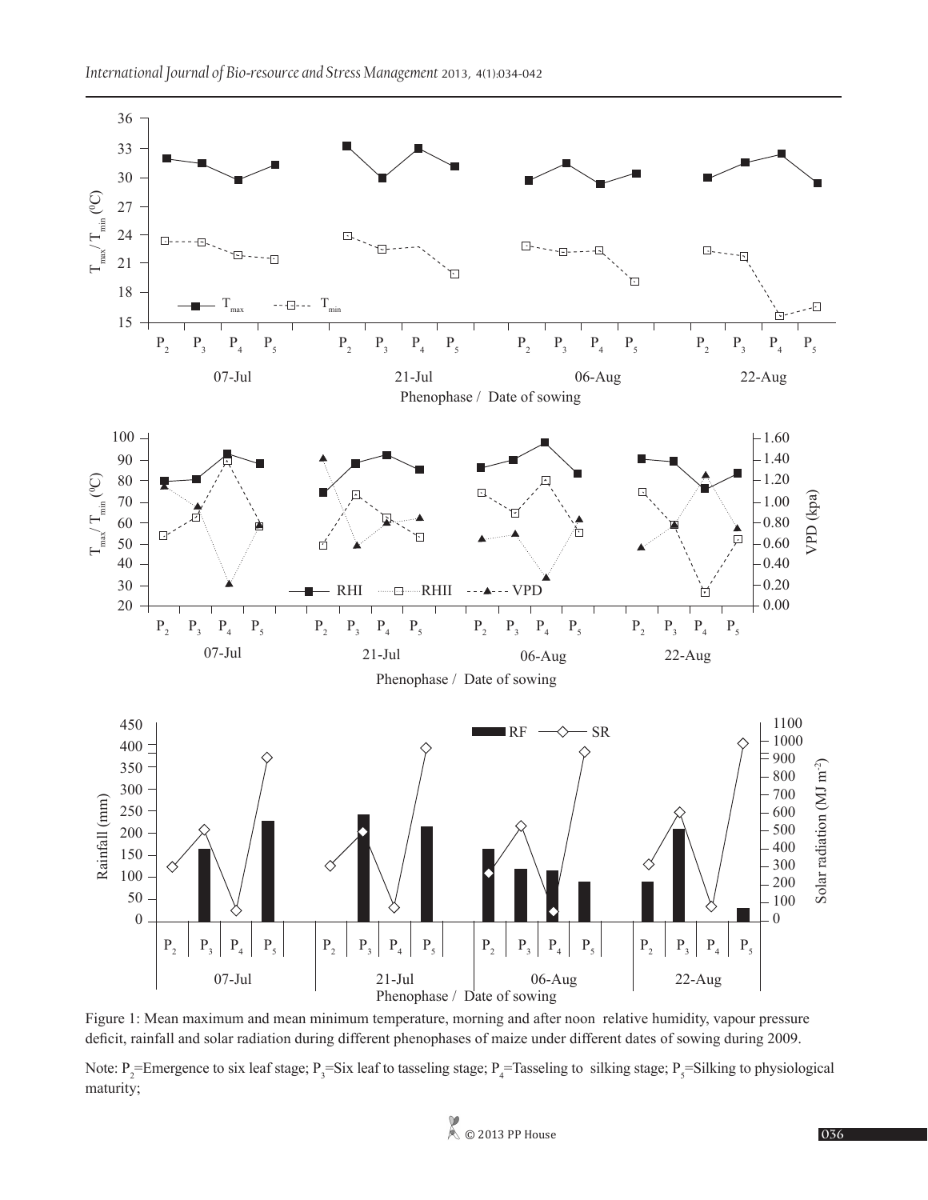Figure 1: Mean maximum and mean minimum temperature, morning and after noon relative humidity, vapour pressure deficit, rainfall and solar radiation during different phenophases of maize under different dates of sowing during 2009.

Note: $P_2$=Emergence to six leaf stage; $P_3$=Six leaf to tasseling stage; $P_4$=Tasseling to silking stage; $P_5$=Silking to physiological maturity;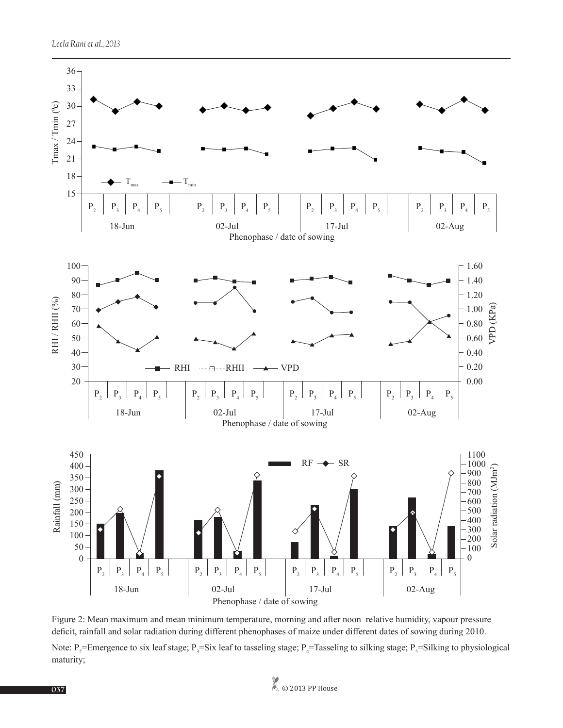Figure 2: Mean maximum and mean minimum temperature, morning and after noon relative humidity, vapour pressure deficit, rainfall and solar radiation during different phenophases of maize under different dates of sowing during 2010.

Note: $P_2$=Emergence to six leaf stage; $P_3$=Six leaf to tasseling stage; $P_4$=Tasseling to silking stage; $P_5$=Silking to physiological maturity;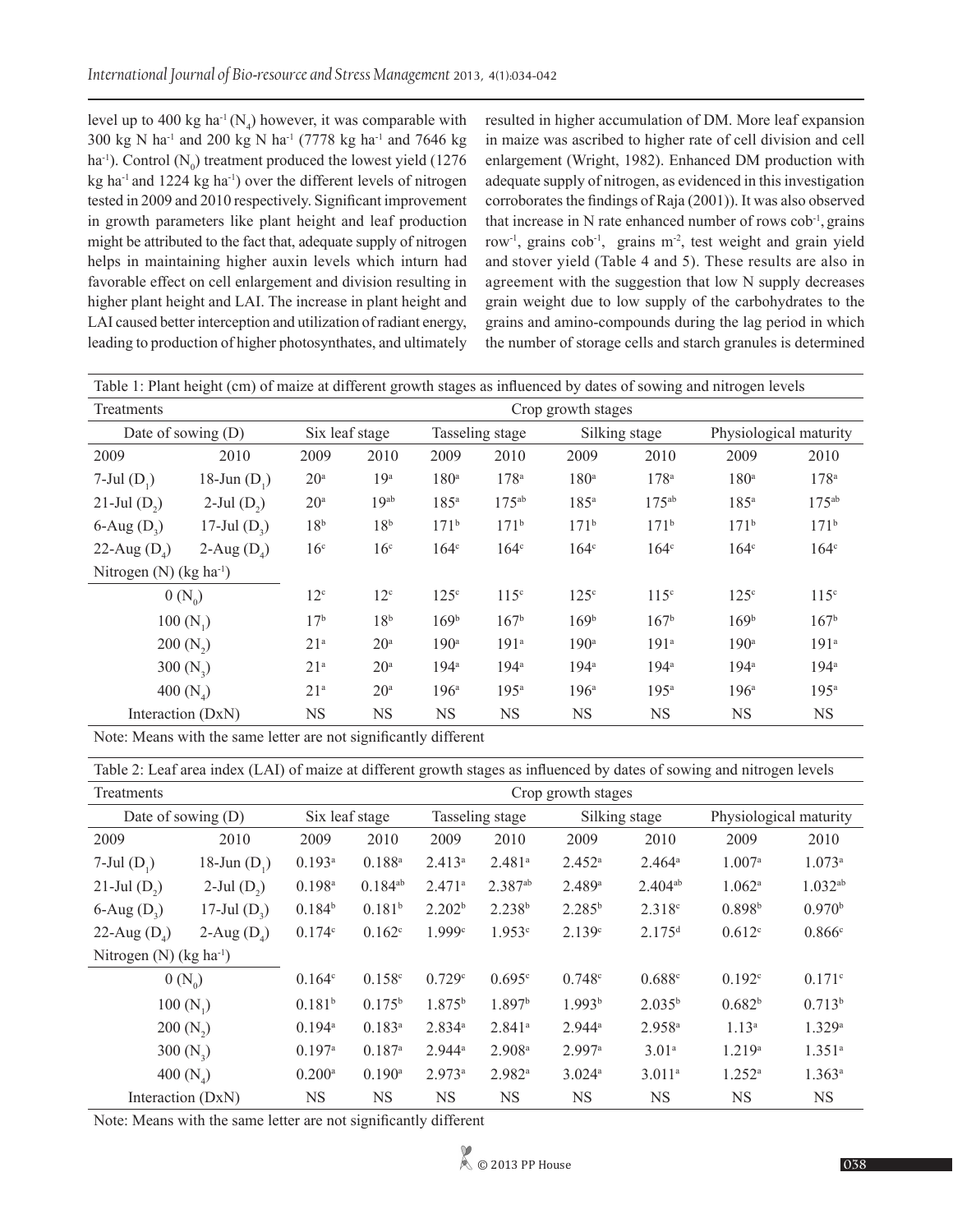level up to 400 kg ha$^{-1}$ ($N_4$) however, it was comparable with 300 kg N ha$^{-1}$ and 200 kg N ha$^{-1}$ (7778 kg ha$^{-1}$ and 7646 kg ha$^{-1}$). Control ($N_0$) treatment produced the lowest yield (1276 kg ha$^{-1}$ and 1224 kg ha$^{-1}$) over the different levels of nitrogen tested in 2009 and 2010 respectively. Significant improvement in growth parameters like plant height and leaf production might be attributed to the fact that, adequate supply of nitrogen helps in maintaining higher auxin levels which inturn had favorable effect on cell enlargement and division resulting in higher plant height and LAI. The increase in plant height and LAI caused better interception and utilization of radiant energy, leading to production of higher photosynthates, and ultimately resulted in higher accumulation of DM. More leaf expansion in maize was ascribed to higher rate of cell division and cell enlargement (Wright, 1982). Enhanced DM production with adequate supply of nitrogen, as evidenced in this investigation corroborates the findings of Raja (2001)). It was also observed that increase in N rate enhanced number of rows cob$^{-1}$, grains row$^{-1}$, grains cob$^{-1}$, grains m$^{-2}$, test weight and grain yield and stover yield (Table 4 and 5). These results are also in agreement with the suggestion that low N supply decreases grain weight due to low supply of the carbohydrates to the grains and amino-compounds during the lag period in which the number of storage cells and starch granules is determined

Table 1: Plant height (cm) of maize at different growth stages as influenced by dates of sowing and nitrogen levels

| Treatments | | Crop growth stages | | | | | | | |
|---|---|---|---|---|---|---|---|---|---|
| Date of sowing (D) | | Six leaf stage | | Tasseling stage | | Silking stage | | Physiological maturity | |
| 2009 | 2010 | 2009 | 2010 | 2009 | 2010 | 2009 | 2010 | 2009 | 2010 |
| 7-Jul ($D_1$) | 18-Jun ($D_1$) | 20$^a$ | 19$^a$ | 180$^a$ | 178$^a$ | 180$^a$ | 178$^a$ | 180$^a$ | 178$^a$ |
| 21-Jul ($D_2$) | 2-Jul ($D_2$) | 20$^a$ | 19$^{ab}$ | 185$^a$ | 175$^{ab}$ | 185$^a$ | 175$^{ab}$ | 185$^a$ | 175$^{ab}$ |
| 6-Aug ($D_3$) | 17-Jul ($D_3$) | 18$^b$ | 18$^b$ | 171$^b$ | 171$^b$ | 171$^b$ | 171$^b$ | 171$^b$ | 171$^b$ |
| 22-Aug ($D_4$) | 2-Aug ($D_4$) | 16$^c$ | 16$^c$ | 164$^c$ | 164$^c$ | 164$^c$ | 164$^c$ | 164$^c$ | 164$^c$ |
| Nitrogen (N) (kg ha$^{-1}$) | | | | | | | | | |
| 0 ($N_0$) | | 12$^c$ | 12$^c$ | 125$^c$ | 115$^c$ | 125$^c$ | 115$^c$ | 125$^c$ | 115$^c$ |
| 100 ($N_1$) | | 17$^b$ | 18$^b$ | 169$^b$ | 167$^b$ | 169$^b$ | 167$^b$ | 169$^b$ | 167$^b$ |
| 200 ($N_2$) | | 21$^a$ | 20$^a$ | 190$^a$ | 191$^a$ | 190$^a$ | 191$^a$ | 190$^a$ | 191$^a$ |
| 300 ($N_3$) | | 21$^a$ | 20$^a$ | 194$^a$ | 194$^a$ | 194$^a$ | 194$^a$ | 194$^a$ | 194$^a$ |
| 400 ($N_4$) | | 21$^a$ | 20$^a$ | 196$^a$ | 195$^a$ | 196$^a$ | 195$^a$ | 196$^a$ | 195$^a$ |
| Interaction (DxN) | | NS | NS | NS | NS | NS | NS | NS | NS |

Note: Means with the same letter are not significantly different

Table 2: Leaf area index (LAI) of maize at different growth stages as influenced by dates of sowing and nitrogen levels

| Treatments | | Crop growth stages | | | | | | | |
|---|---|---|---|---|---|---|---|---|---|
| Date of sowing (D) | | Six leaf stage | | Tasseling stage | | Silking stage | | Physiological maturity | |
| 2009 | 2010 | 2009 | 2010 | 2009 | 2010 | 2009 | 2010 | 2009 | 2010 |
| 7-Jul ($D_1$) | 18-Jun ($D_1$) | 0.193$^a$ | 0.188$^a$ | 2.413$^a$ | 2.481$^a$ | 2.452$^a$ | 2.464$^a$ | 1.007$^a$ | 1.073$^a$ |
| 21-Jul ($D_2$) | 2-Jul ($D_2$) | 0.198$^a$ | 0.184$^{ab}$ | 2.471$^a$ | 2.387$^{ab}$ | 2.489$^a$ | 2.404$^{ab}$ | 1.062$^a$ | 1.032$^{ab}$ |
| 6-Aug ($D_3$) | 17-Jul ($D_3$) | 0.184$^b$ | 0.181$^b$ | 2.202$^b$ | 2.238$^b$ | 2.285$^b$ | 2.318$^c$ | 0.898$^b$ | 0.970$^b$ |
| 22-Aug ($D_4$) | 2-Aug ($D_4$) | 0.174$^c$ | 0.162$^c$ | 1.999$^c$ | 1.953$^c$ | 2.139$^c$ | 2.175$^d$ | 0.612$^c$ | 0.866$^c$ |
| Nitrogen (N) (kg ha$^{-1}$) | | | | | | | | | |
| 0 ($N_0$) | | 0.164$^c$ | 0.158$^c$ | 0.729$^c$ | 0.695$^c$ | 0.748$^c$ | 0.688$^c$ | 0.192$^c$ | 0.171$^c$ |
| 100 ($N_1$) | | 0.181$^b$ | 0.175$^b$ | 1.875$^b$ | 1.897$^b$ | 1.993$^b$ | 2.035$^b$ | 0.682$^b$ | 0.713$^b$ |
| 200 ($N_2$) | | 0.194$^a$ | 0.183$^a$ | 2.834$^a$ | 2.841$^a$ | 2.944$^a$ | 2.958$^a$ | 1.13$^a$ | 1.329$^a$ |
| 300 ($N_3$) | | 0.197$^a$ | 0.187$^a$ | 2.944$^a$ | 2.908$^a$ | 2.997$^a$ | 3.01$^a$ | 1.219$^a$ | 1.351$^a$ |
| 400 ($N_4$) | | 0.200$^a$ | 0.190$^a$ | 2.973$^a$ | 2.982$^a$ | 3.024$^a$ | 3.011$^a$ | 1.252$^a$ | 1.363$^a$ |
| Interaction (DxN) | | NS | NS | NS | NS | NS | NS | NS | NS |

Note: Means with the same letter are not significantly different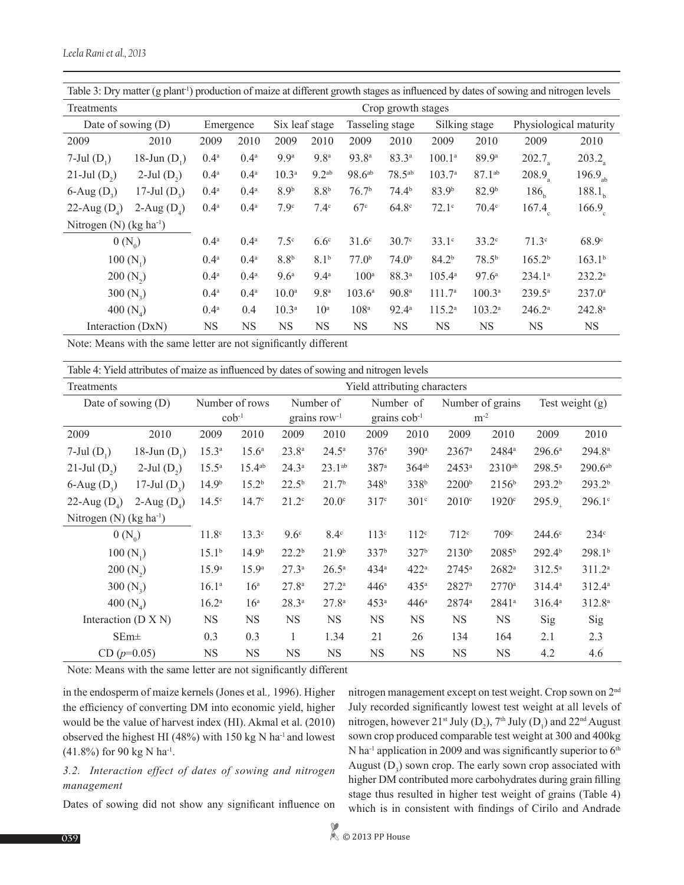Table 3: Dry matter (g plant$^{-1}$) production of maize at different growth stages as influenced by dates of sowing and nitrogen levels

| Treatments | | Crop growth stages | | | | | | | | | |
|---|---|---|---|---|---|---|---|---|---|---|---|
| Date of sowing (D) | | Emergence | | Six leaf stage | | Tasseling stage | | Silking stage | | Physiological maturity | |
| 2009 | 2010 | 2009 | 2010 | 2009 | 2010 | 2009 | 2010 | 2009 | 2010 | 2009 | 2010 |
| 7-Jul ($D_1$) | 18-Jun ($D_1$) | 0.4$^a$ | 0.4$^a$ | 9.9$^a$ | 9.8$^a$ | 93.8$^a$ | 83.3$^a$ | 100.1$^a$ | 89.9$^a$ | 202.7$_a$ | 203.2$_a$ |
| 21-Jul ($D_2$) | 2-Jul ($D_2$) | 0.4$^a$ | 0.4$^a$ | 10.3$^a$ | 9.2$^{ab}$ | 98.6$^{ab}$ | 78.5$^{ab}$ | 103.7$^a$ | 87.1$^{ab}$ | 208.9$_a$ | 196.9$_{ab}$ |
| 6-Aug ($D_3$) | 17-Jul ($D_3$) | 0.4$^a$ | 0.4$^a$ | 8.9$^b$ | 8.8$^b$ | 76.7$^b$ | 74.4$^b$ | 83.9$^b$ | 82.9$^b$ | 186$_b$ | 188.1$_b$ |
| 22-Aug ($D_4$) | 2-Aug ($D_4$) | 0.4$^a$ | 0.4$^a$ | 7.9$^c$ | 7.4$^c$ | 67$^c$ | 64.8$^c$ | 72.1$^c$ | 70.4$^c$ | 167.4$_c$ | 166.9$_c$ |
| Nitrogen (N) (kg ha$^{-1}$) | | | | | | | | | | | |
| 0 ($N_0$) | | 0.4$^a$ | 0.4$^a$ | 7.5$^c$ | 6.6$^c$ | 31.6$^c$ | 30.7$^c$ | 33.1$^c$ | 33.2$^c$ | 71.3$^c$ | 68.9$^c$ |
| 100 ($N_1$) | | 0.4$^a$ | 0.4$^a$ | 8.8$^b$ | 8.1$^b$ | 77.0$^b$ | 74.0$^b$ | 84.2$^b$ | 78.5$^b$ | 165.2$^b$ | 163.1$^b$ |
| 200 ($N_2$) | | 0.4$^a$ | 0.4$^a$ | 9.6$^a$ | 9.4$^a$ | 100$^a$ | 88.3$^a$ | 105.4$^a$ | 97.6$^a$ | 234.1$^a$ | 232.2$^a$ |
| 300 ($N_3$) | | 0.4$^a$ | 0.4$^a$ | 10.0$^a$ | 9.8$^a$ | 103.6$^a$ | 90.8$^a$ | 111.7$^a$ | 100.3$^a$ | 239.5$^a$ | 237.0$^a$ |
| 400 ($N_4$) | | 0.4$^a$ | 0.4 | 10.3$^a$ | 10$^a$ | 108$^a$ | 92.4$^a$ | 115.2$^a$ | 103.2$^a$ | 246.2$^a$ | 242.8$^a$ |
| Interaction (DxN) | | NS | NS | NS | NS | NS | NS | NS | NS | NS | NS |

Note: Means with the same letter are not significantly different

Table 4: Yield attributes of maize as influenced by dates of sowing and nitrogen levels

| Treatments | | Yield attributing characters | | | | | | | | | |
|---|---|---|---|---|---|---|---|---|---|---|---|
| Date of sowing (D) | | Number of rows cob$^{-1}$ | | Number of grains row$^{-1}$ | | Number of grains cob$^{-1}$ | | Number of grains m$^{-2}$ | | Test weight (g) | |
| 2009 | 2010 | 2009 | 2010 | 2009 | 2010 | 2009 | 2010 | 2009 | 2010 | 2009 | 2010 |
| 7-Jul ($D_1$) | 18-Jun ($D_1$) | 15.3$^a$ | 15.6$^a$ | 23.8$^a$ | 24.5$^a$ | 376$^a$ | 390$^a$ | 2367$^a$ | 2484$^a$ | 296.6$^a$ | 294.8$^a$ |
| 21-Jul ($D_2$) | 2-Jul ($D_2$) | 15.5$^a$ | 15.4$^{ab}$ | 24.3$^a$ | 23.1$^{ab}$ | 387$^a$ | 364$^{ab}$ | 2453$^a$ | 2310$^{ab}$ | 298.5$^a$ | 290.6$^{ab}$ |
| 6-Aug ($D_3$) | 17-Jul ($D_3$) | 14.9$^b$ | 15.2$^b$ | 22.5$^b$ | 21.7$^b$ | 348$^b$ | 338$^b$ | 2200$^b$ | 2156$^b$ | 293.2$^b$ | 293.2$^b$ |
| 22-Aug ($D_4$) | 2-Aug ($D_4$) | 14.5$^c$ | 14.7$^c$ | 21.2$^c$ | 20.0$^c$ | 317$^c$ | 301$^c$ | 2010$^c$ | 1920$^c$ | 295.9$_+$ | 296.1$^c$ |
| Nitrogen (N) (kg ha$^{-1}$) | | | | | | | | | | | |
| 0 ($N_0$) | | 11.8$^c$ | 13.3$^c$ | 9.6$^c$ | 8.4$^c$ | 113$^c$ | 112$^c$ | 712$^c$ | 709$^c$ | 244.6$^c$ | 234$^c$ |
| 100 ($N_1$) | | 15.1$^b$ | 14.9$^b$ | 22.2$^b$ | 21.9$^b$ | 337$^b$ | 327$^b$ | 2130$^b$ | 2085$^b$ | 292.4$^b$ | 298.1$^b$ |
| 200 ($N_2$) | | 15.9$^a$ | 15.9$^a$ | 27.3$^a$ | 26.5$^a$ | 434$^a$ | 422$^a$ | 2745$^a$ | 2682$^a$ | 312.5$^a$ | 311.2$^a$ |
| 300 ($N_3$) | | 16.1$^a$ | 16$^a$ | 27.8$^a$ | 27.2$^a$ | 446$^a$ | 435$^a$ | 2827$^a$ | 2770$^a$ | 314.4$^a$ | 312.4$^a$ |
| 400 ($N_4$) | | 16.2$^a$ | 16$^a$ | 28.3$^a$ | 27.8$^a$ | 453$^a$ | 446$^a$ | 2874$^a$ | 2841$^a$ | 316.4$^a$ | 312.8$^a$ |
| Interaction (D X N) | | NS | NS | NS | NS | NS | NS | NS | NS | Sig | Sig |
| SEm± | | 0.3 | 0.3 | 1 | 1.34 | 21 | 26 | 134 | 164 | 2.1 | 2.3 |
| CD ($p$=0.05) | | NS | NS | NS | NS | NS | NS | NS | NS | 4.2 | 4.6 |

Note: Means with the same letter are not significantly different

in the endosperm of maize kernels (Jones et al*.,* 1996). Higher the efficiency of converting DM into economic yield, higher would be the value of harvest index (HI). Akmal et al. (2010) observed the highest HI (48%) with 150 kg N ha$^{-1}$ and lowest (41.8%) for 90 kg N ha$^{-1}$.

### *3.2. Interaction effect of dates of sowing and nitrogen management*

Dates of sowing did not show any significant influence on nitrogen management except on test weight. Crop sown on 2$^{nd}$ July recorded significantly lowest test weight at all levels of nitrogen, however 21$^{st}$ July ($D_2$), 7$^{th}$ July ($D_1$) and 22$^{nd}$ August sown crop produced comparable test weight at 300 and 400kg N ha$^{-1}$ application in 2009 and was significantly superior to 6$^{th}$ August ($D_3$) sown crop. The early sown crop associated with higher DM contributed more carbohydrates during grain filling stage thus resulted in higher test weight of grains (Table 4) which is in consistent with findings of Cirilo and Andrade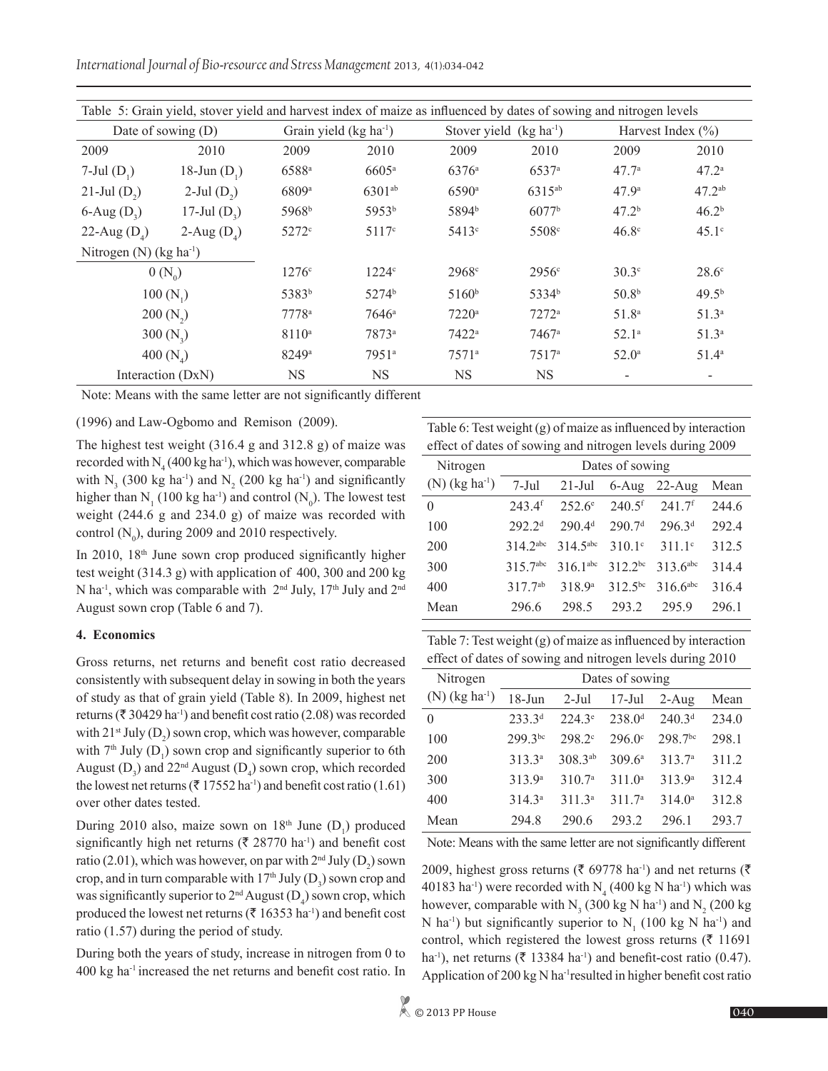Table 5: Grain yield, stover yield and harvest index of maize as influenced by dates of sowing and nitrogen levels

| Date of sowing (D) | | Grain yield (kg ha$^{-1}$) | | Stover yield (kg ha$^{-1}$) | | Harvest Index (%) | |
|---|---|---|---|---|---|---|---|
| 2009 | 2010 | 2009 | 2010 | 2009 | 2010 | 2009 | 2010 |
| 7-Jul ($D_1$) | 18-Jun ($D_1$) | 6588$^{a}$ | 6605$^{a}$ | 6376$^{a}$ | 6537$^{a}$ | 47.7$^{a}$ | 47.2$^{a}$ |
| 21-Jul ($D_2$) | 2-Jul ($D_2$) | 6809$^{a}$ | 6301$^{ab}$ | 6590$^{a}$ | 6315$^{ab}$ | 47.9$^{a}$ | 47.2$^{ab}$ |
| 6-Aug ($D_3$) | 17-Jul ($D_3$) | 5968$^{b}$ | 5953$^{b}$ | 5894$^{b}$ | 6077$^{b}$ | 47.2$^{b}$ | 46.2$^{b}$ |
| 22-Aug ($D_4$) | 2-Aug ($D_4$) | 5272$^{c}$ | 5117$^{c}$ | 5413$^{c}$ | 5508$^{c}$ | 46.8$^{c}$ | 45.1$^{c}$ |
| Nitrogen (N) (kg ha$^{-1}$) | | | | | | | |
| 0 ($N_0$) | | 1276$^{c}$ | 1224$^{c}$ | 2968$^{c}$ | 2956$^{c}$ | 30.3$^{c}$ | 28.6$^{c}$ |
| 100 ($N_1$) | | 5383$^{b}$ | 5274$^{b}$ | 5160$^{b}$ | 5334$^{b}$ | 50.8$^{b}$ | 49.5$^{b}$ |
| 200 ($N_2$) | | 7778$^{a}$ | 7646$^{a}$ | 7220$^{a}$ | 7272$^{a}$ | 51.8$^{a}$ | 51.3$^{a}$ |
| 300 ($N_3$) | | 8110$^{a}$ | 7873$^{a}$ | 7422$^{a}$ | 7467$^{a}$ | 52.1$^{a}$ | 51.3$^{a}$ |
| 400 ($N_4$) | | 8249$^{a}$ | 7951$^{a}$ | 7571$^{a}$ | 7517$^{a}$ | 52.0$^{a}$ | 51.4$^{a}$ |
| Interaction (DxN) | | NS | NS | NS | NS | - | - |

Note: Means with the same letter are not significantly different

(1996) and Law-Ogbomo and Remison (2009).

The highest test weight (316.4 g and 312.8 g) of maize was recorded with $N_4$ (400 kg ha$^{-1}$), which was however, comparable with $N_3$ (300 kg ha$^{-1}$) and $N_2$ (200 kg ha$^{-1}$) and significantly higher than $N_1$ (100 kg ha$^{-1}$) and control ($N_0$). The lowest test weight (244.6 g and 234.0 g) of maize was recorded with control ($N_0$), during 2009 and 2010 respectively.

In 2010, 18th June sown crop produced significantly higher test weight (314.3 g) with application of 400, 300 and 200 kg N ha$^{-1}$, which was comparable with 2nd July, 17th July and 2nd August sown crop (Table 6 and 7).

Table 6: Test weight (g) of maize as influenced by interaction effect of dates of sowing and nitrogen levels during 2009

| Nitrogen (N) (kg ha$^{-1}$) | Dates of sowing | | | | |
|---|---|---|---|---|---|
| | 7-Jul | 21-Jul | 6-Aug | 22-Aug | Mean |
| 0 | 243.4$^{f}$ | 252.6$^{e}$ | 240.5$^{f}$ | 241.7$^{f}$ | 244.6 |
| 100 | 292.2$^{d}$ | 290.4$^{d}$ | 290.7$^{d}$ | 296.3$^{d}$ | 292.4 |
| 200 | 314.2$^{abc}$ | 314.5$^{abc}$ | 310.1$^{c}$ | 311.1$^{c}$ | 312.5 |
| 300 | 315.7$^{abc}$ | 316.1$^{abc}$ | 312.2$^{bc}$ | 313.6$^{abc}$ | 314.4 |
| 400 | 317.7$^{ab}$ | 318.9$^{a}$ | 312.5$^{bc}$ | 316.6$^{abc}$ | 316.4 |
| Mean | 296.6 | 298.5 | 293.2 | 295.9 | 296.1 |

Table 7: Test weight (g) of maize as influenced by interaction effect of dates of sowing and nitrogen levels during 2010

| Nitrogen (N) (kg ha$^{-1}$) | Dates of sowing | | | | |
|---|---|---|---|---|---|
| | 18-Jun | 2-Jul | 17-Jul | 2-Aug | Mean |
| 0 | 233.3$^{d}$ | 224.3$^{e}$ | 238.0$^{d}$ | 240.3$^{d}$ | 234.0 |
| 100 | 299.3$^{bc}$ | 298.2$^{c}$ | 296.0$^{c}$ | 298.7$^{bc}$ | 298.1 |
| 200 | 313.3$^{a}$ | 308.3$^{ab}$ | 309.6$^{a}$ | 313.7$^{a}$ | 311.2 |
| 300 | 313.9$^{a}$ | 310.7$^{a}$ | 311.0$^{a}$ | 313.9$^{a}$ | 312.4 |
| 400 | 314.3$^{a}$ | 311.3$^{a}$ | 311.7$^{a}$ | 314.0$^{a}$ | 312.8 |
| Mean | 294.8 | 290.6 | 293.2 | 296.1 | 293.7 |

Note: Means with the same letter are not significantly different

#### 4. Economics

Gross returns, net returns and benefit cost ratio decreased consistently with subsequent delay in sowing in both the years of study as that of grain yield (Table 8). In 2009, highest net returns (₹ 30429 ha$^{-1}$) and benefit cost ratio (2.08) was recorded with 21st July ($D_2$) sown crop, which was however, comparable with 7th July ($D_1$) sown crop and significantly superior to 6th August ($D_3$) and 22nd August ($D_4$) sown crop, which recorded the lowest net returns (₹ 17552 ha$^{-1}$) and benefit cost ratio (1.61) over other dates tested.

During 2010 also, maize sown on 18th June ($D_1$) produced significantly high net returns (₹ 28770 ha$^{-1}$) and benefit cost ratio (2.01), which was however, on par with 2nd July ($D_2$) sown crop, and in turn comparable with 17th July ($D_3$) sown crop and was significantly superior to 2nd August ($D_4$) sown crop, which produced the lowest net returns (₹ 16353 ha$^{-1}$) and benefit cost ratio (1.57) during the period of study.

During both the years of study, increase in nitrogen from 0 to 400 kg ha$^{-1}$ increased the net returns and benefit cost ratio. In 2009, highest gross returns (₹ 69778 ha$^{-1}$) and net returns (₹ 40183 ha$^{-1}$) were recorded with $N_4$ (400 kg N ha$^{-1}$) which was however, comparable with $N_3$ (300 kg N ha$^{-1}$) and $N_2$ (200 kg N ha$^{-1}$) but significantly superior to $N_1$ (100 kg N ha$^{-1}$) and control, which registered the lowest gross returns (₹ 11691 ha$^{-1}$), net returns (₹ 13384 ha$^{-1}$) and benefit-cost ratio (0.47). Application of 200 kg N ha$^{-1}$ resulted in higher benefit cost ratio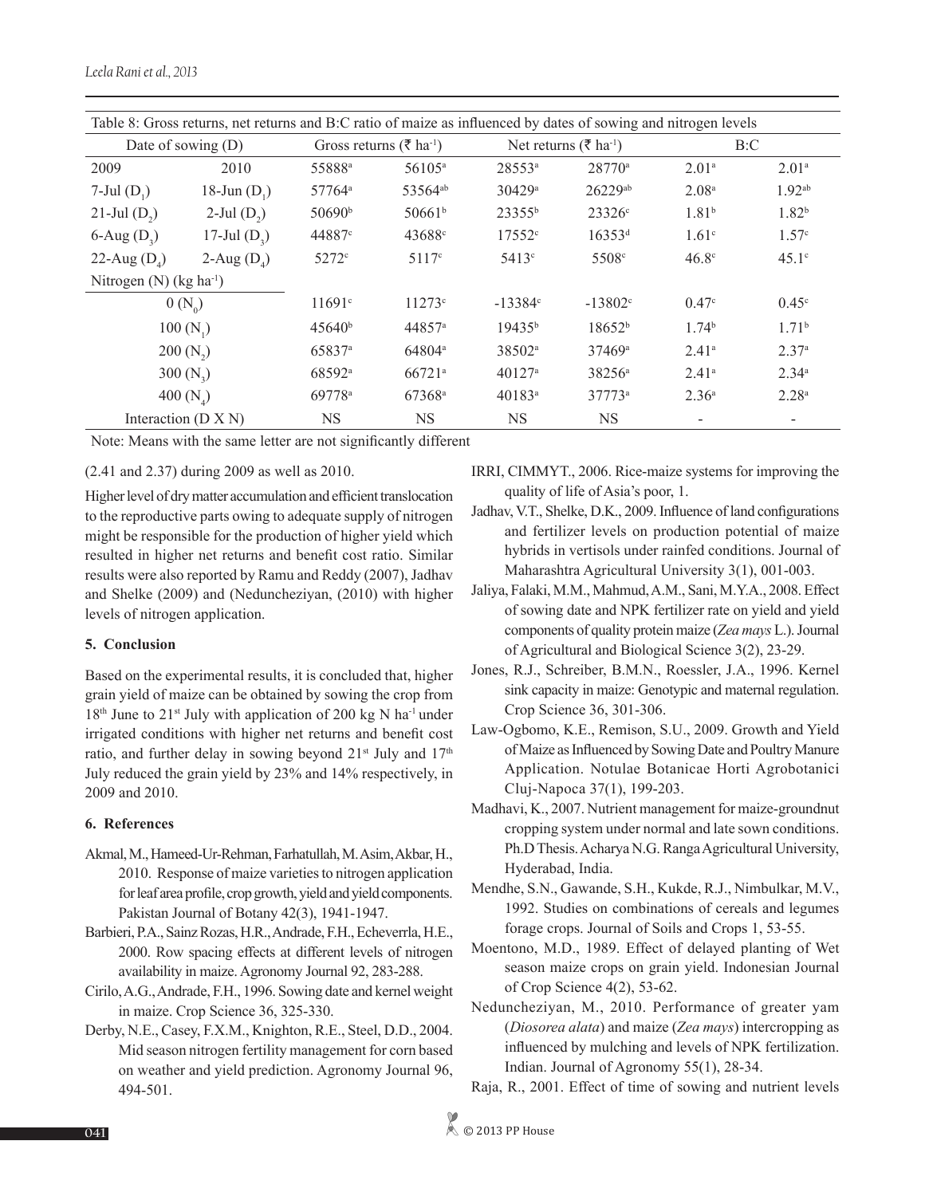Table 8: Gross returns, net returns and B:C ratio of maize as influenced by dates of sowing and nitrogen levels

| Date of sowing (D) | | Gross returns (₹ $ha^{-1}$) | | Net returns (₹ $ha^{-1}$) | | B:C | |
|---|---|---|---|---|---|---|---|
| 2009 | 2010 | 55888[a] | 56105[a] | 28553[a] | 28770[a] | 2.01[a] | 2.01[a] |
| 7-Jul ($D_1$) | 18-Jun ($D_1$) | 57764[a] | 53564[ab] | 30429[a] | 26229[ab] | 2.08[a] | 1.92[ab] |
| 21-Jul ($D_2$) | 2-Jul ($D_2$) | 50690[b] | 50661[b] | 23355[b] | 23326[c] | 1.81[b] | 1.82[b] |
| 6-Aug ($D_3$) | 17-Jul ($D_3$) | 44887[c] | 43688[c] | 17552[c] | 16353[d] | 1.61[c] | 1.57[c] |
| 22-Aug ($D_4$) | 2-Aug ($D_4$) | 5272[c] | 5117[c] | 5413[c] | 5508[c] | 46.8[c] | 45.1[c] |
| Nitrogen (N) (kg $ha^{-1}$) | | | | | | | |
| 0 ($N_0$) | | 11691[c] | 11273[c] | -13384[c] | -13802[c] | 0.47[c] | 0.45[c] |
| 100 ($N_1$) | | 45640[b] | 44857[a] | 19435[b] | 18652[b] | 1.74[b] | 1.71[b] |
| 200 ($N_2$) | | 65837[a] | 64804[a] | 38502[a] | 37469[a] | 2.41[a] | 2.37[a] |
| 300 ($N_3$) | | 68592[a] | 66721[a] | 40127[a] | 38256[a] | 2.41[a] | 2.34[a] |
| 400 ($N_4$) | | 69778[a] | 67368[a] | 40183[a] | 37773[a] | 2.36[a] | 2.28[a] |
| Interaction (D X N) | | NS | NS | NS | NS | - | - |

Note: Means with the same letter are not significantly different

(2.41 and 2.37) during 2009 as well as 2010.

Higher level of dry matter accumulation and efficient translocation to the reproductive parts owing to adequate supply of nitrogen might be responsible for the production of higher yield which resulted in higher net returns and benefit cost ratio. Similar results were also reported by Ramu and Reddy (2007), Jadhav and Shelke (2009) and (Neduncheziyan, (2010) with higher levels of nitrogen application.

## 5. Conclusion

Based on the experimental results, it is concluded that, higher grain yield of maize can be obtained by sowing the crop from 18th June to 21st July with application of 200 kg N $ha^{-1}$ under irrigated conditions with higher net returns and benefit cost ratio, and further delay in sowing beyond 21st July and 17th July reduced the grain yield by 23% and 14% respectively, in 2009 and 2010.

## 6. References

- Akmal, M., Hameed-Ur-Rehman, Farhatullah, M. Asim, Akbar, H., 2010. Response of maize varieties to nitrogen application for leaf area profile, crop growth, yield and yield components. Pakistan Journal of Botany 42(3), 1941-1947.
- Barbieri, P.A., Sainz Rozas, H.R., Andrade, F.H., Echeverrla, H.E., 2000. Row spacing effects at different levels of nitrogen availability in maize. Agronomy Journal 92, 283-288.
- Cirilo, A.G., Andrade, F.H., 1996. Sowing date and kernel weight in maize. Crop Science 36, 325-330.
- Derby, N.E., Casey, F.X.M., Knighton, R.E., Steel, D.D., 2004. Mid season nitrogen fertility management for corn based on weather and yield prediction. Agronomy Journal 96, 494-501.
- IRRI, CIMMYT., 2006. Rice-maize systems for improving the quality of life of Asia's poor, 1.
- Jadhav, V.T., Shelke, D.K., 2009. Influence of land configurations and fertilizer levels on production potential of maize hybrids in vertisols under rainfed conditions. Journal of Maharashtra Agricultural University 3(1), 001-003.
- Jaliya, Falaki, M.M., Mahmud, A.M., Sani, M.Y.A., 2008. Effect of sowing date and NPK fertilizer rate on yield and yield components of quality protein maize (*Zea mays* L.). Journal of Agricultural and Biological Science 3(2), 23-29.
- Jones, R.J., Schreiber, B.M.N., Roessler, J.A., 1996. Kernel sink capacity in maize: Genotypic and maternal regulation. Crop Science 36, 301-306.
- Law-Ogbomo, K.E., Remison, S.U., 2009. Growth and Yield of Maize as Influenced by Sowing Date and Poultry Manure Application. Notulae Botanicae Horti Agrobotanici Cluj-Napoca 37(1), 199-203.
- Madhavi, K., 2007. Nutrient management for maize-groundnut cropping system under normal and late sown conditions. Ph.D Thesis. Acharya N.G. Ranga Agricultural University, Hyderabad, India.
- Mendhe, S.N., Gawande, S.H., Kukde, R.J., Nimbulkar, M.V., 1992. Studies on combinations of cereals and legumes forage crops. Journal of Soils and Crops 1, 53-55.
- Moentono, M.D., 1989. Effect of delayed planting of Wet season maize crops on grain yield. Indonesian Journal of Crop Science 4(2), 53-62.
- Neduncheziyan, M., 2010. Performance of greater yam (*Diosorea alata*) and maize (*Zea mays*) intercropping as influenced by mulching and levels of NPK fertilization. Indian. Journal of Agronomy 55(1), 28-34.
- Raja, R., 2001. Effect of time of sowing and nutrient levels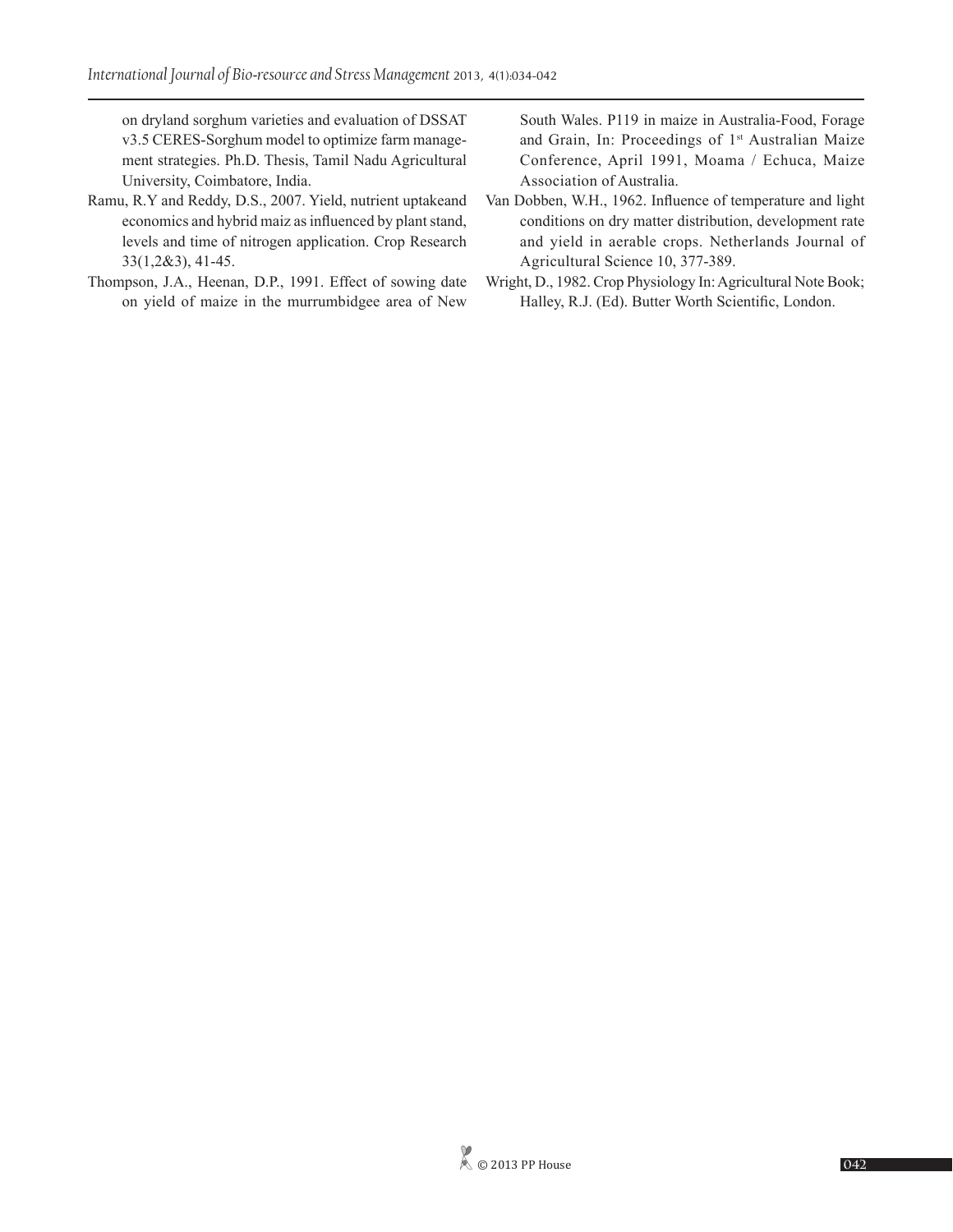on dryland sorghum varieties and evaluation of DSSAT v3.5 CERES-Sorghum model to optimize farm management strategies. Ph.D. Thesis, Tamil Nadu Agricultural University, Coimbatore, India.

Ramu, R.Y and Reddy, D.S., 2007. Yield, nutrient uptakeand economics and hybrid maiz as influenced by plant stand, levels and time of nitrogen application. Crop Research 33(1,2&3), 41-45.

Thompson, J.A., Heenan, D.P., 1991. Effect of sowing date on yield of maize in the murrumbidgee area of New South Wales. P119 in maize in Australia-Food, Forage and Grain, In: Proceedings of 1st Australian Maize Conference, April 1991, Moama / Echuca, Maize Association of Australia.

Van Dobben, W.H., 1962. Influence of temperature and light conditions on dry matter distribution, development rate and yield in aerable crops. Netherlands Journal of Agricultural Science 10, 377-389.

Wright, D., 1982. Crop Physiology In: Agricultural Note Book; Halley, R.J. (Ed). Butter Worth Scientific, London.